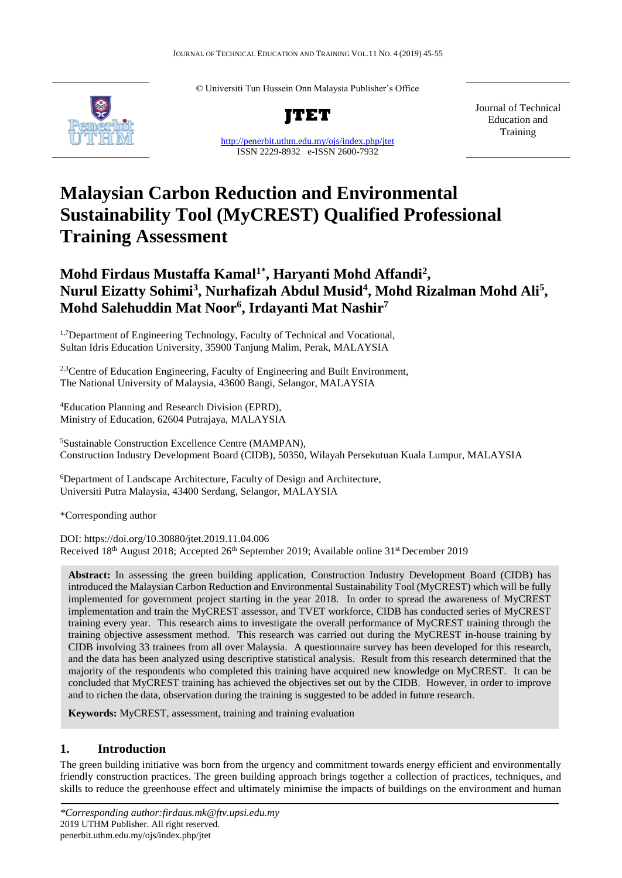© Universiti Tun Hussein Onn Malaysia Publisher's Office

**JTET**

http://penerbit.uthm.edu.my/ojs/index.php/jtet
ISSN 2229-8932 e-ISSN 2600-7932

Journal of Technical Education and Training

# Malaysian Carbon Reduction and Environmental Sustainability Tool (MyCREST) Qualified Professional Training Assessment

## Mohd Firdaus Mustaffa Kamal[1*], Haryanti Mohd Affandi[2], Nurul Eizatty Sohimi[3], Nurhafizah Abdul Musid[4], Mohd Rizalman Mohd Ali[5], Mohd Salehuddin Mat Noor[6], Irdayanti Mat Nashir[7]

[1,7]Department of Engineering Technology, Faculty of Technical and Vocational, Sultan Idris Education University, 35900 Tanjung Malim, Perak, MALAYSIA

[2,3]Centre of Education Engineering, Faculty of Engineering and Built Environment, The National University of Malaysia, 43600 Bangi, Selangor, MALAYSIA

[4]Education Planning and Research Division (EPRD), Ministry of Education, 62604 Putrajaya, MALAYSIA

[5]Sustainable Construction Excellence Centre (MAMPAN), Construction Industry Development Board (CIDB), 50350, Wilayah Persekutuan Kuala Lumpur, MALAYSIA

[6]Department of Landscape Architecture, Faculty of Design and Architecture, Universiti Putra Malaysia, 43400 Serdang, Selangor, MALAYSIA

*Corresponding author

DOI: https://doi.org/10.30880/jtet.2019.11.04.006
Received 18th August 2018; Accepted 26th September 2019; Available online 31st December 2019

**Abstract:** In assessing the green building application, Construction Industry Development Board (CIDB) has introduced the Malaysian Carbon Reduction and Environmental Sustainability Tool (MyCREST) which will be fully implemented for government project starting in the year 2018. In order to spread the awareness of MyCREST implementation and train the MyCREST assessor, and TVET workforce, CIDB has conducted series of MyCREST training every year. This research aims to investigate the overall performance of MyCREST training through the training objective assessment method. This research was carried out during the MyCREST in-house training by CIDB involving 33 trainees from all over Malaysia. A questionnaire survey has been developed for this research, and the data has been analyzed using descriptive statistical analysis. Result from this research determined that the majority of the respondents who completed this training have acquired new knowledge on MyCREST. It can be concluded that MyCREST training has achieved the objectives set out by the CIDB. However, in order to improve and to richen the data, observation during the training is suggested to be added in future research.

**Keywords:** MyCREST, assessment, training and training evaluation

## 1. Introduction

The green building initiative was born from the urgency and commitment towards energy efficient and environmentally friendly construction practices. The green building approach brings together a collection of practices, techniques, and skills to reduce the greenhouse effect and ultimately minimise the impacts of buildings on the environment and human

*\*Corresponding author: firdaus.mk@ftv.upsi.edu.my*
2019 UTHM Publisher. All right reserved.
penerbit.uthm.edu.my/ojs/index.php/jtet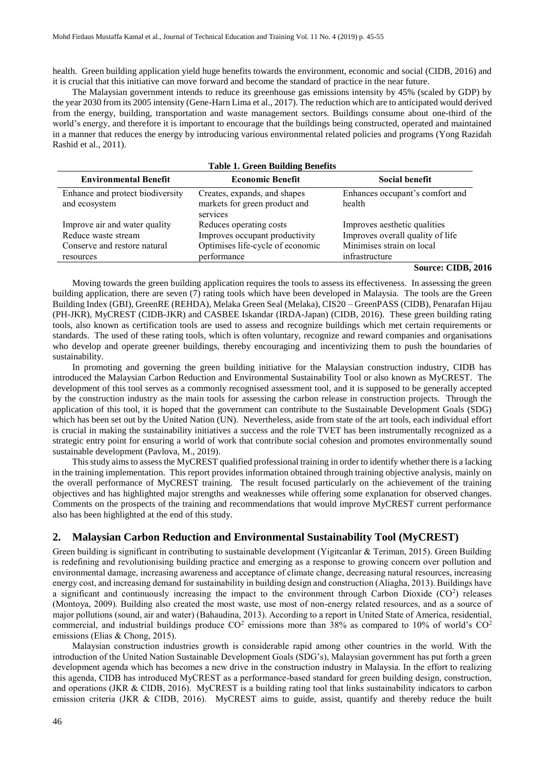health. Green building application yield huge benefits towards the environment, economic and social (CIDB, 2016) and it is crucial that this initiative can move forward and become the standard of practice in the near future.

The Malaysian government intends to reduce its greenhouse gas emissions intensity by 45% (scaled by GDP) by the year 2030 from its 2005 intensity (Gene-Harn Lima et al., 2017). The reduction which are to anticipated would derived from the energy, building, transportation and waste management sectors. Buildings consume about one-third of the world's energy, and therefore it is important to encourage that the buildings being constructed, operated and maintained in a manner that reduces the energy by introducing various environmental related policies and programs (Yong Razidah Rashid et al., 2011).

**Table 1. Green Building Benefits**

| Environmental Benefit | Economic Benefit | Social benefit |
|---|---|---|
| Enhance and protect biodiversity and ecosystem | Creates, expands, and shapes markets for green product and services | Enhances occupant's comfort and health |
| Improve air and water quality | Reduces operating costs | Improves aesthetic qualities |
| Reduce waste stream | Improves occupant productivity | Improves overall quality of life |
| Conserve and restore natural resources | Optimises life-cycle of economic performance | Minimises strain on local infrastructure |

**Source: CIDB, 2016**

Moving towards the green building application requires the tools to assess its effectiveness. In assessing the green building application, there are seven (7) rating tools which have been developed in Malaysia. The tools are the Green Building Index (GBI), GreenRE (REHDA), Melaka Green Seal (Melaka), CIS20 – GreenPASS (CIDB), Penarafan Hijau (PH-JKR), MyCREST (CIDB-JKR) and CASBEE Iskandar (IRDA-Japan) (CIDB, 2016). These green building rating tools, also known as certification tools are used to assess and recognize buildings which met certain requirements or standards. The used of these rating tools, which is often voluntary, recognize and reward companies and organisations who develop and operate greener buildings, thereby encouraging and incentivizing them to push the boundaries of sustainability.

In promoting and governing the green building initiative for the Malaysian construction industry, CIDB has introduced the Malaysian Carbon Reduction and Environmental Sustainability Tool or also known as MyCREST. The development of this tool serves as a commonly recognised assessment tool, and it is supposed to be generally accepted by the construction industry as the main tools for assessing the carbon release in construction projects. Through the application of this tool, it is hoped that the government can contribute to the Sustainable Development Goals (SDG) which has been set out by the United Nation (UN). Nevertheless, aside from state of the art tools, each individual effort is crucial in making the sustainability initiatives a success and the role TVET has been instrumentally recognized as a strategic entry point for ensuring a world of work that contribute social cohesion and promotes environmentally sound sustainable development (Pavlova, M., 2019).

This study aims to assess the MyCREST qualified professional training in order to identify whether there is a lacking in the training implementation. This report provides information obtained through training objective analysis, mainly on the overall performance of MyCREST training. The result focused particularly on the achievement of the training objectives and has highlighted major strengths and weaknesses while offering some explanation for observed changes. Comments on the prospects of the training and recommendations that would improve MyCREST current performance also has been highlighted at the end of this study.

## 2. Malaysian Carbon Reduction and Environmental Sustainability Tool (MyCREST)

Green building is significant in contributing to sustainable development (Yigitcanlar & Teriman, 2015). Green Building is redefining and revolutionising building practice and emerging as a response to growing concern over pollution and environmental damage, increasing awareness and acceptance of climate change, decreasing natural resources, increasing energy cost, and increasing demand for sustainability in building design and construction (Aliagha, 2013). Buildings have a significant and continuously increasing the impact to the environment through Carbon Dioxide ($CO^2$) releases (Montoya, 2009). Building also created the most waste, use most of non-energy related resources, and as a source of major pollutions (sound, air and water) (Bahaudina, 2013). According to a report in United State of America, residential, commercial, and industrial buildings produce $CO^2$ emissions more than 38% as compared to 10% of world's $CO^2$ emissions (Elias & Chong, 2015).

Malaysian construction industries growth is considerable rapid among other countries in the world. With the introduction of the United Nation Sustainable Development Goals (SDG's), Malaysian government has put forth a green development agenda which has becomes a new drive in the construction industry in Malaysia. In the effort to realizing this agenda, CIDB has introduced MyCREST as a performance-based standard for green building design, construction, and operations (JKR & CIDB, 2016). MyCREST is a building rating tool that links sustainability indicators to carbon emission criteria (JKR & CIDB, 2016). MyCREST aims to guide, assist, quantify and thereby reduce the built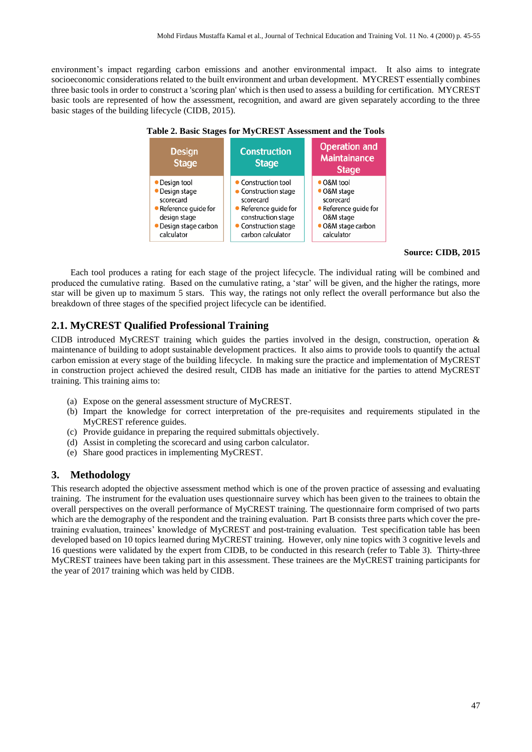environment's impact regarding carbon emissions and another environmental impact. It also aims to integrate socioeconomic considerations related to the built environment and urban development. MYCREST essentially combines three basic tools in order to construct a 'scoring plan' which is then used to assess a building for certification. MYCREST basic tools are represented of how the assessment, recognition, and award are given separately according to the three basic stages of the building lifecycle (CIDB, 2015).

**Table 2. Basic Stages for MyCREST Assessment and the Tools**

| Design Stage | Construction Stage | Operation and Maintainance Stage |
| --- | --- | --- |
| • Design tool<br>• Design stage scorecard<br>• Reference guide for design stage<br>• Design stage carbon calculator | • Construction tool<br>• Construction stage scorecard<br>• Reference guide for construction stage<br>• Construction stage carbon calculator | • O&M tool<br>• O&M stage scorecard<br>• Reference guide for O&M stage<br>• O&M stage carbon calculator |

**Source: CIDB, 2015**

Each tool produces a rating for each stage of the project lifecycle. The individual rating will be combined and produced the cumulative rating. Based on the cumulative rating, a 'star' will be given, and the higher the ratings, more star will be given up to maximum 5 stars. This way, the ratings not only reflect the overall performance but also the breakdown of three stages of the specified project lifecycle can be identified.

## 2.1. MyCREST Qualified Professional Training

CIDB introduced MyCREST training which guides the parties involved in the design, construction, operation & maintenance of building to adopt sustainable development practices. It also aims to provide tools to quantify the actual carbon emission at every stage of the building lifecycle. In making sure the practice and implementation of MyCREST in construction project achieved the desired result, CIDB has made an initiative for the parties to attend MyCREST training. This training aims to:

(a) Expose on the general assessment structure of MyCREST.
(b) Impart the knowledge for correct interpretation of the pre-requisites and requirements stipulated in the MyCREST reference guides.
(c) Provide guidance in preparing the required submittals objectively.
(d) Assist in completing the scorecard and using carbon calculator.
(e) Share good practices in implementing MyCREST.

## 3. Methodology

This research adopted the objective assessment method which is one of the proven practice of assessing and evaluating training. The instrument for the evaluation uses questionnaire survey which has been given to the trainees to obtain the overall perspectives on the overall performance of MyCREST training. The questionnaire form comprised of two parts which are the demography of the respondent and the training evaluation. Part B consists three parts which cover the pre-training evaluation, trainees' knowledge of MyCREST and post-training evaluation. Test specification table has been developed based on 10 topics learned during MyCREST training. However, only nine topics with 3 cognitive levels and 16 questions were validated by the expert from CIDB, to be conducted in this research (refer to Table 3). Thirty-three MyCREST trainees have been taking part in this assessment. These trainees are the MyCREST training participants for the year of 2017 training which was held by CIDB.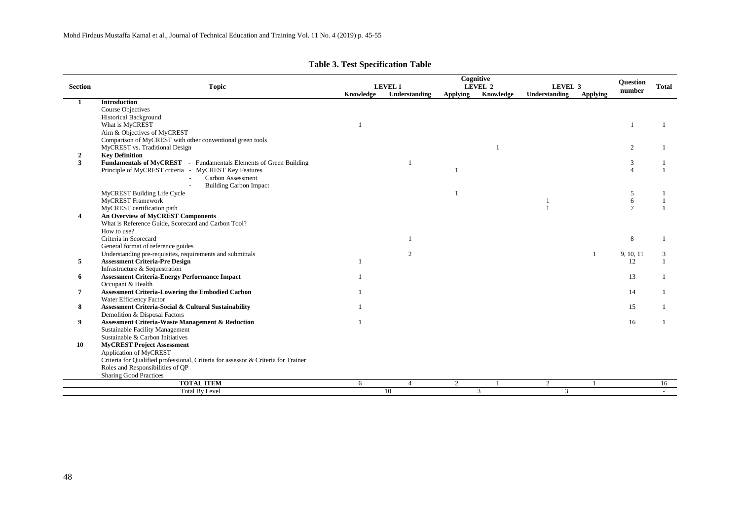**Table 3. Test Specification Table**

| Section | Topic | Cognitive | | | | | | Question number | Total |
|---|---|---|---|---|---|---|---|---|---|
| | | LEVEL 1 | | LEVEL 2 | | LEVEL 3 | | | |
| | | Knowledge | Understanding | Applying | Knowledge | Understanding | Applying | | |
| 1 | **Introduction** | | | | | | | | |
| | Course Objectives | | | | | | | | |
| | Historical Background | | | | | | | | |
| | What is MyCREST | 1 | | | | | | 1 | 1 |
| | Aim & Objectives of MyCREST | | | | | | | | |
| | Comparison of MyCREST with other conventional green tools | | | | | | | | |
| | MyCREST vs. Traditional Design | | | | 1 | | | 2 | 1 |
| 2 | **Key Definition** | | | | | | | | |
| 3 | **Fundamentals of MyCREST** - Fundamentals Elements of Green Building | | 1 | | | | | 3 | 1 |
| | Principle of MyCREST criteria - MyCREST Key Features<br>- Carbon Assessment<br>- Building Carbon Impact | | | 1 | | | | 4 | 1 |
| | MyCREST Building Life Cycle | | | 1 | | | | 5 | 1 |
| | MyCREST Framework | | | | | 1 | | 6 | 1 |
| | MyCREST certification path | | | | | 1 | | 7 | 1 |
| 4 | **An Overview of MyCREST Components** | | | | | | | | |
| | What is Reference Guide, Scorecard and Carbon Tool? | | | | | | | | |
| | How to use? | | | | | | | | |
| | Criteria in Scorecard | | 1 | | | | | 8 | 1 |
| | General format of reference guides | | | | | | | | |
| | Understanding pre-requisites, requirements and submittals | | 2 | | | | 1 | 9, 10, 11 | 3 |
| 5 | **Assessment Criteria-Pre Design** | 1 | | | | | | 12 | 1 |
| | Infrastructure & Sequestration | | | | | | | | |
| 6 | **Assessment Criteria-Energy Performance Impact** | 1 | | | | | | 13 | 1 |
| | Occupant & Health | | | | | | | | |
| 7 | **Assessment Criteria-Lowering the Embodied Carbon** | 1 | | | | | | 14 | 1 |
| | Water Efficiency Factor | | | | | | | | |
| 8 | **Assessment Criteria-Social & Cultural Sustainability** | 1 | | | | | | 15 | 1 |
| | Demolition & Disposal Factors | | | | | | | | |
| 9 | **Assessment Criteria-Waste Management & Reduction** | 1 | | | | | | 16 | 1 |
| | Sustainable Facility Management | | | | | | | | |
| | Sustainable & Carbon Initiatives | | | | | | | | |
| 10 | **MyCREST Project Assessment** | | | | | | | | |
| | Application of MyCREST | | | | | | | | |
| | Criteria for Qualified professional, Criteria for assessor & Criteria for Trainer | | | | | | | | |
| | Roles and Responsibilities of QP | | | | | | | | |
| | Sharing Good Practices | | | | | | | | |
| | **TOTAL ITEM** | 6 | 4 | 2 | 1 | 2 | 1 | | 16 |
| | Total By Level | 10 | | 3 | | 3 | | | - |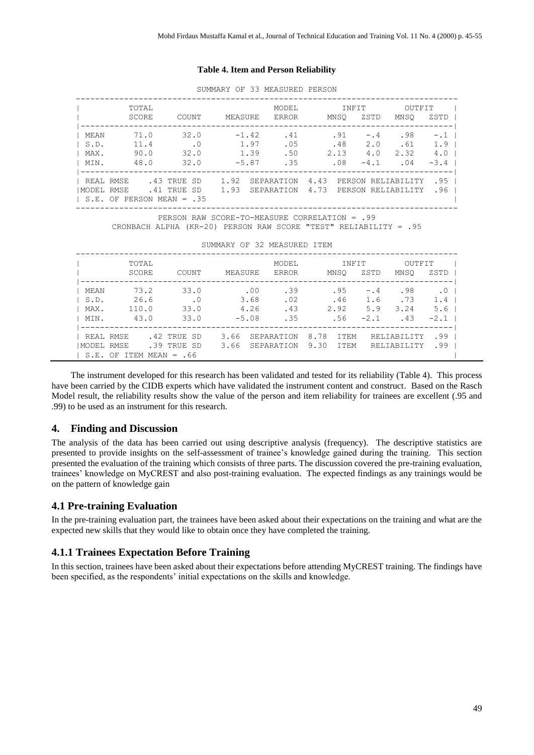**Table 4. Item and Person Reliability**

SUMMARY OF 33 MEASURED PERSON

| | TOTAL SCORE | COUNT | MEASURE | MODEL ERROR | INFIT MNSQ | INFIT ZSTD | OUTFIT MNSQ | OUTFIT ZSTD |
|---|---|---|---|---|---|---|---|---|
| MEAN | 71.0 | 32.0 | -1.42 | .41 | .91 | -.4 | .98 | -.1 |
| S.D. | 11.4 | .0 | 1.97 | .05 | .48 | 2.0 | .61 | 1.9 |
| MAX. | 90.0 | 32.0 | 1.39 | .50 | 2.13 | 4.0 | 2.32 | 4.0 |
| MIN. | 48.0 | 32.0 | -5.87 | .35 | .08 | -4.1 | .04 | -3.4 |

| | | | |
|---|---|---|---|
| REAL RMSE .43 | TRUE SD 1.92 | SEPARATION 4.43 | PERSON RELIABILITY .95 |
| MODEL RMSE .41 | TRUE SD 1.93 | SEPARATION 4.73 | PERSON RELIABILITY .96 |
| S.E. OF PERSON MEAN = .35 | | | |

PERSON RAW SCORE-TO-MEASURE CORRELATION = .99

CRONBACH ALPHA (KR-20) PERSON RAW SCORE "TEST" RELIABILITY = .95

SUMMARY OF 32 MEASURED ITEM

| | TOTAL SCORE | COUNT | MEASURE | MODEL ERROR | INFIT MNSQ | INFIT ZSTD | OUTFIT MNSQ | OUTFIT ZSTD |
|---|---|---|---|---|---|---|---|---|
| MEAN | 73.2 | 33.0 | .00 | .39 | .95 | -.4 | .98 | .0 |
| S.D. | 26.6 | .0 | 3.68 | .02 | .46 | 1.6 | .73 | 1.4 |
| MAX. | 110.0 | 33.0 | 4.26 | .43 | 2.92 | 5.9 | 3.24 | 5.6 |
| MIN. | 43.0 | 33.0 | -5.08 | .35 | .56 | -2.1 | .43 | -2.1 |

| | | | |
|---|---|---|---|
| REAL RMSE .42 | TRUE SD 3.66 | SEPARATION 8.78 | ITEM RELIABILITY .99 |
| MODEL RMSE .39 | TRUE SD 3.66 | SEPARATION 9.30 | ITEM RELIABILITY .99 |
| S.E. OF ITEM MEAN = .66 | | | |

The instrument developed for this research has been validated and tested for its reliability (Table 4). This process have been carried by the CIDB experts which have validated the instrument content and construct. Based on the Rasch Model result, the reliability results show the value of the person and item reliability for trainees are excellent (.95 and .99) to be used as an instrument for this research.

## 4. Finding and Discussion

The analysis of the data has been carried out using descriptive analysis (frequency). The descriptive statistics are presented to provide insights on the self-assessment of trainee's knowledge gained during the training. This section presented the evaluation of the training which consists of three parts. The discussion covered the pre-training evaluation, trainees' knowledge on MyCREST and also post-training evaluation. The expected findings as any trainings would be on the pattern of knowledge gain

## 4.1 Pre-training Evaluation

In the pre-training evaluation part, the trainees have been asked about their expectations on the training and what are the expected new skills that they would like to obtain once they have completed the training.

### 4.1.1 Trainees Expectation Before Training

In this section, trainees have been asked about their expectations before attending MyCREST training. The findings have been specified, as the respondents' initial expectations on the skills and knowledge.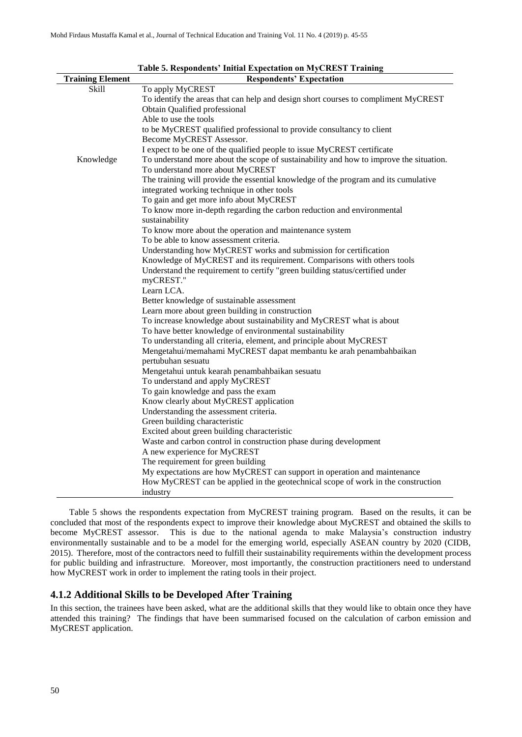**Table 5. Respondents' Initial Expectation on MyCREST Training**

| Training Element | Respondents' Expectation |
|---|---|
| Skill | To apply MyCREST |
| | To identify the areas that can help and design short courses to compliment MyCREST |
| | Obtain Qualified professional |
| | Able to use the tools |
| | to be MyCREST qualified professional to provide consultancy to client |
| | Become MyCREST Assessor. |
| | I expect to be one of the qualified people to issue MyCREST certificate |
| Knowledge | To understand more about the scope of sustainability and how to improve the situation. |
| | To understand more about MyCREST |
| | The training will provide the essential knowledge of the program and its cumulative integrated working technique in other tools |
| | To gain and get more info about MyCREST |
| | To know more in-depth regarding the carbon reduction and environmental sustainability |
| | To know more about the operation and maintenance system |
| | To be able to know assessment criteria. |
| | Understanding how MyCREST works and submission for certification |
| | Knowledge of MyCREST and its requirement. Comparisons with others tools |
| | Understand the requirement to certify "green building status/certified under myCREST." |
| | Learn LCA. |
| | Better knowledge of sustainable assessment |
| | Learn more about green building in construction |
| | To increase knowledge about sustainability and MyCREST what is about |
| | To have better knowledge of environmental sustainability |
| | To understanding all criteria, element, and principle about MyCREST |
| | Mengetahui/memahami MyCREST dapat membantu ke arah penambahbaikan pertubuhan sesuatu |
| | Mengetahui untuk kearah penambahbaikan sesuatu |
| | To understand and apply MyCREST |
| | To gain knowledge and pass the exam |
| | Know clearly about MyCREST application |
| | Understanding the assessment criteria. |
| | Green building characteristic |
| | Excited about green building characteristic |
| | Waste and carbon control in construction phase during development |
| | A new experience for MyCREST |
| | The requirement for green building |
| | My expectations are how MyCREST can support in operation and maintenance |
| | How MyCREST can be applied in the geotechnical scope of work in the construction industry |

Table 5 shows the respondents expectation from MyCREST training program. Based on the results, it can be concluded that most of the respondents expect to improve their knowledge about MyCREST and obtained the skills to become MyCREST assessor. This is due to the national agenda to make Malaysia's construction industry environmentally sustainable and to be a model for the emerging world, especially ASEAN country by 2020 (CIDB, 2015). Therefore, most of the contractors need to fulfill their sustainability requirements within the development process for public building and infrastructure. Moreover, most importantly, the construction practitioners need to understand how MyCREST work in order to implement the rating tools in their project.

### 4.1.2 Additional Skills to be Developed After Training

In this section, the trainees have been asked, what are the additional skills that they would like to obtain once they have attended this training? The findings that have been summarised focused on the calculation of carbon emission and MyCREST application.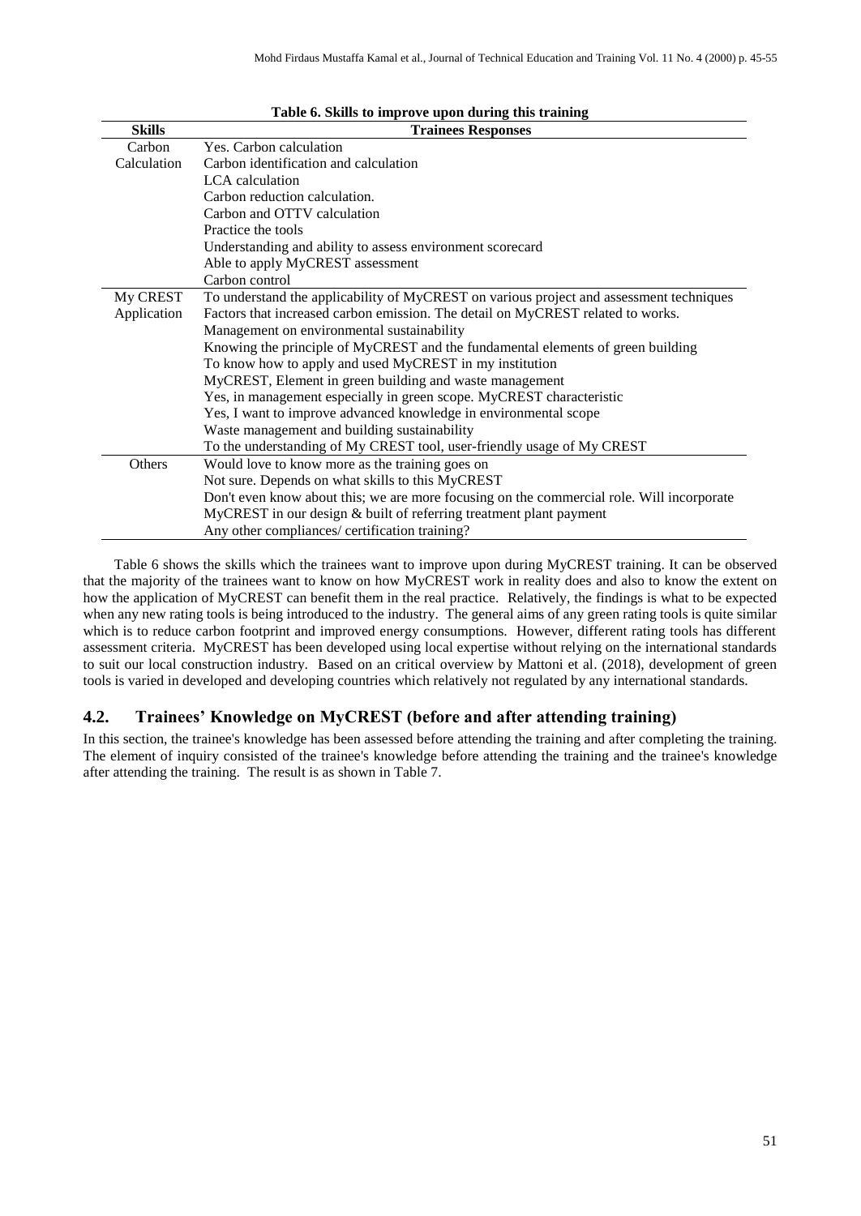**Table 6. Skills to improve upon during this training**

| Skills | Trainees Responses |
|---|---|
| Carbon Calculation | Yes. Carbon calculation |
| | Carbon identification and calculation |
| | LCA calculation |
| | Carbon reduction calculation. |
| | Carbon and OTTV calculation |
| | Practice the tools |
| | Understanding and ability to assess environment scorecard |
| | Able to apply MyCREST assessment |
| | Carbon control |
| My CREST Application | To understand the applicability of MyCREST on various project and assessment techniques |
| | Factors that increased carbon emission. The detail on MyCREST related to works. |
| | Management on environmental sustainability |
| | Knowing the principle of MyCREST and the fundamental elements of green building |
| | To know how to apply and used MyCREST in my institution |
| | MyCREST, Element in green building and waste management |
| | Yes, in management especially in green scope. MyCREST characteristic |
| | Yes, I want to improve advanced knowledge in environmental scope |
| | Waste management and building sustainability |
| | To the understanding of My CREST tool, user-friendly usage of My CREST |
| Others | Would love to know more as the training goes on |
| | Not sure. Depends on what skills to this MyCREST |
| | Don't even know about this; we are more focusing on the commercial role. Will incorporate |
| | MyCREST in our design & built of referring treatment plant payment |
| | Any other compliances/ certification training? |

Table 6 shows the skills which the trainees want to improve upon during MyCREST training. It can be observed that the majority of the trainees want to know on how MyCREST work in reality does and also to know the extent on how the application of MyCREST can benefit them in the real practice. Relatively, the findings is what to be expected when any new rating tools is being introduced to the industry. The general aims of any green rating tools is quite similar which is to reduce carbon footprint and improved energy consumptions. However, different rating tools has different assessment criteria. MyCREST has been developed using local expertise without relying on the international standards to suit our local construction industry. Based on an critical overview by Mattoni et al. (2018), development of green tools is varied in developed and developing countries which relatively not regulated by any international standards.

## 4.2. Trainees' Knowledge on MyCREST (before and after attending training)

In this section, the trainee's knowledge has been assessed before attending the training and after completing the training. The element of inquiry consisted of the trainee's knowledge before attending the training and the trainee's knowledge after attending the training. The result is as shown in Table 7.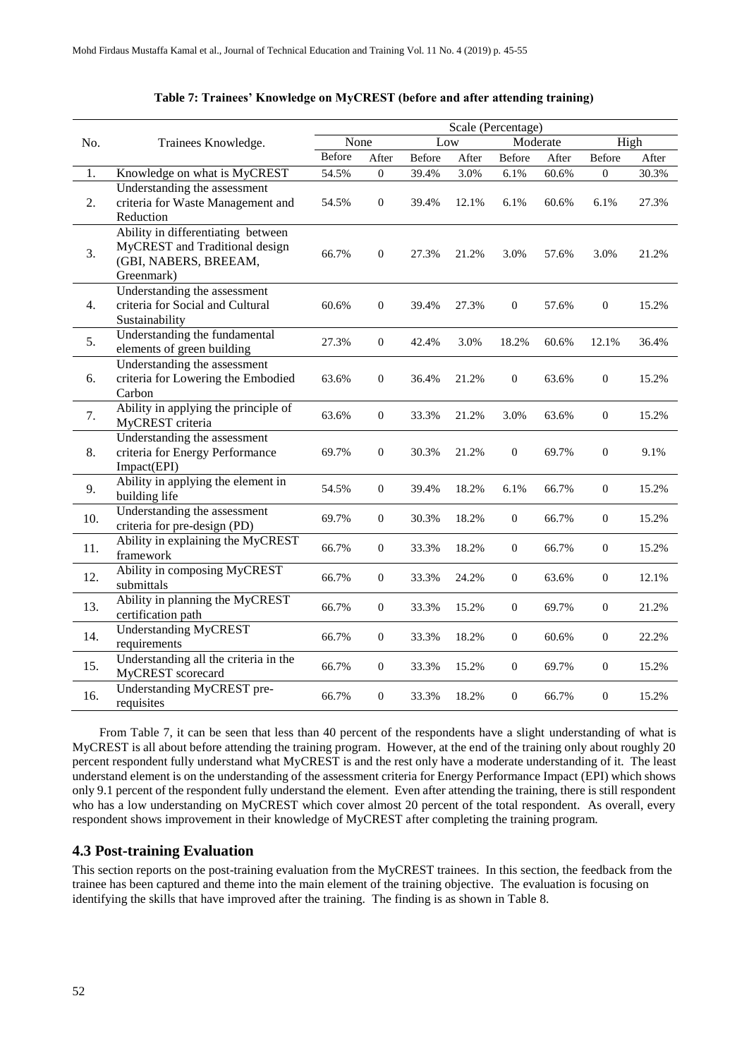**Table 7: Trainees' Knowledge on MyCREST (before and after attending training)**

| No. | Trainees Knowledge. | Scale (Percentage) | | | | | | | |
|---|---|---|---|---|---|---|---|---|---|
| | | None | | Low | | Moderate | | High | |
| | | Before | After | Before | After | Before | After | Before | After |
| 1. | Knowledge on what is MyCREST | 54.5% | 0 | 39.4% | 3.0% | 6.1% | 60.6% | 0 | 30.3% |
| 2. | Understanding the assessment criteria for Waste Management and Reduction | 54.5% | 0 | 39.4% | 12.1% | 6.1% | 60.6% | 6.1% | 27.3% |
| 3. | Ability in differentiating between MyCREST and Traditional design (GBI, NABERS, BREEAM, Greenmark) | 66.7% | 0 | 27.3% | 21.2% | 3.0% | 57.6% | 3.0% | 21.2% |
| 4. | Understanding the assessment criteria for Social and Cultural Sustainability | 60.6% | 0 | 39.4% | 27.3% | 0 | 57.6% | 0 | 15.2% |
| 5. | Understanding the fundamental elements of green building | 27.3% | 0 | 42.4% | 3.0% | 18.2% | 60.6% | 12.1% | 36.4% |
| 6. | Understanding the assessment criteria for Lowering the Embodied Carbon | 63.6% | 0 | 36.4% | 21.2% | 0 | 63.6% | 0 | 15.2% |
| 7. | Ability in applying the principle of MyCREST criteria | 63.6% | 0 | 33.3% | 21.2% | 3.0% | 63.6% | 0 | 15.2% |
| 8. | Understanding the assessment criteria for Energy Performance Impact(EPI) | 69.7% | 0 | 30.3% | 21.2% | 0 | 69.7% | 0 | 9.1% |
| 9. | Ability in applying the element in building life | 54.5% | 0 | 39.4% | 18.2% | 6.1% | 66.7% | 0 | 15.2% |
| 10. | Understanding the assessment criteria for pre-design (PD) | 69.7% | 0 | 30.3% | 18.2% | 0 | 66.7% | 0 | 15.2% |
| 11. | Ability in explaining the MyCREST framework | 66.7% | 0 | 33.3% | 18.2% | 0 | 66.7% | 0 | 15.2% |
| 12. | Ability in composing MyCREST submittals | 66.7% | 0 | 33.3% | 24.2% | 0 | 63.6% | 0 | 12.1% |
| 13. | Ability in planning the MyCREST certification path | 66.7% | 0 | 33.3% | 15.2% | 0 | 69.7% | 0 | 21.2% |
| 14. | Understanding MyCREST requirements | 66.7% | 0 | 33.3% | 18.2% | 0 | 60.6% | 0 | 22.2% |
| 15. | Understanding all the criteria in the MyCREST scorecard | 66.7% | 0 | 33.3% | 15.2% | 0 | 69.7% | 0 | 15.2% |
| 16. | Understanding MyCREST pre-requisites | 66.7% | 0 | 33.3% | 18.2% | 0 | 66.7% | 0 | 15.2% |

From Table 7, it can be seen that less than 40 percent of the respondents have a slight understanding of what is MyCREST is all about before attending the training program. However, at the end of the training only about roughly 20 percent respondent fully understand what MyCREST is and the rest only have a moderate understanding of it. The least understand element is on the understanding of the assessment criteria for Energy Performance Impact (EPI) which shows only 9.1 percent of the respondent fully understand the element. Even after attending the training, there is still respondent who has a low understanding on MyCREST which cover almost 20 percent of the total respondent. As overall, every respondent shows improvement in their knowledge of MyCREST after completing the training program.

### 4.3 Post-training Evaluation

This section reports on the post-training evaluation from the MyCREST trainees. In this section, the feedback from the trainee has been captured and theme into the main element of the training objective. The evaluation is focusing on identifying the skills that have improved after the training. The finding is as shown in Table 8.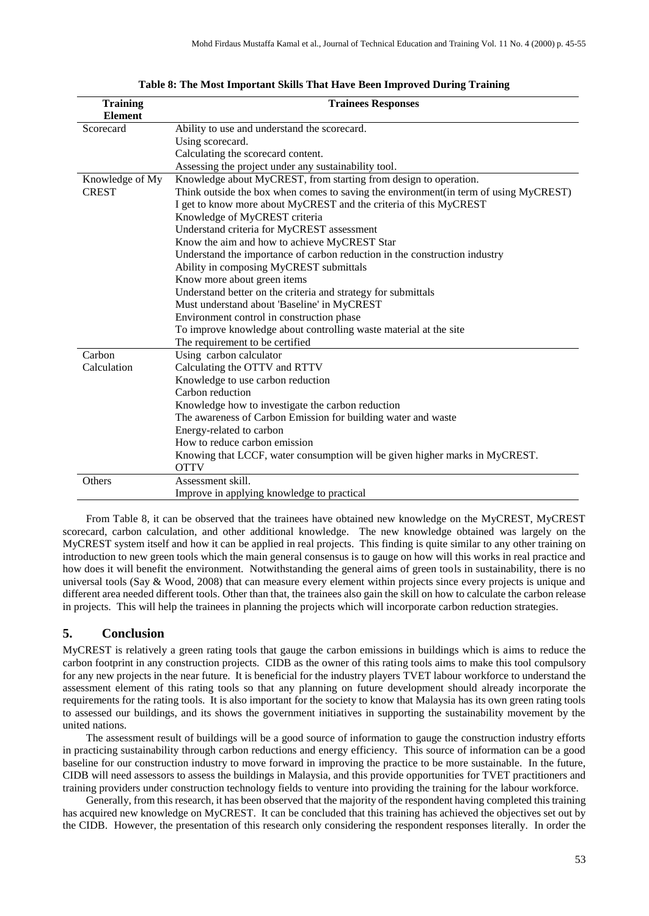**Table 8: The Most Important Skills That Have Been Improved During Training**

| Training Element | Trainees Responses |
|---|---|
| Scorecard | Ability to use and understand the scorecard. |
| | Using scorecard. |
| | Calculating the scorecard content. |
| | Assessing the project under any sustainability tool. |
| Knowledge of My CREST | Knowledge about MyCREST, from starting from design to operation. |
| | Think outside the box when comes to saving the environment(in term of using MyCREST) |
| | I get to know more about MyCREST and the criteria of this MyCREST |
| | Knowledge of MyCREST criteria |
| | Understand criteria for MyCREST assessment |
| | Know the aim and how to achieve MyCREST Star |
| | Understand the importance of carbon reduction in the construction industry |
| | Ability in composing MyCREST submittals |
| | Know more about green items |
| | Understand better on the criteria and strategy for submittals |
| | Must understand about 'Baseline' in MyCREST |
| | Environment control in construction phase |
| | To improve knowledge about controlling waste material at the site |
| | The requirement to be certified |
| Carbon Calculation | Using carbon calculator |
| | Calculating the OTTV and RTTV |
| | Knowledge to use carbon reduction |
| | Carbon reduction |
| | Knowledge how to investigate the carbon reduction |
| | The awareness of Carbon Emission for building water and waste |
| | Energy-related to carbon |
| | How to reduce carbon emission |
| | Knowing that LCCF, water consumption will be given higher marks in MyCREST. |
| | OTTV |
| Others | Assessment skill. |
| | Improve in applying knowledge to practical |

From Table 8, it can be observed that the trainees have obtained new knowledge on the MyCREST, MyCREST scorecard, carbon calculation, and other additional knowledge. The new knowledge obtained was largely on the MyCREST system itself and how it can be applied in real projects. This finding is quite similar to any other training on introduction to new green tools which the main general consensus is to gauge on how will this works in real practice and how does it will benefit the environment. Notwithstanding the general aims of green tools in sustainability, there is no universal tools (Say & Wood, 2008) that can measure every element within projects since every projects is unique and different area needed different tools. Other than that, the trainees also gain the skill on how to calculate the carbon release in projects. This will help the trainees in planning the projects which will incorporate carbon reduction strategies.

## 5. Conclusion

MyCREST is relatively a green rating tools that gauge the carbon emissions in buildings which is aims to reduce the carbon footprint in any construction projects. CIDB as the owner of this rating tools aims to make this tool compulsory for any new projects in the near future. It is beneficial for the industry players TVET labour workforce to understand the assessment element of this rating tools so that any planning on future development should already incorporate the requirements for the rating tools. It is also important for the society to know that Malaysia has its own green rating tools to assessed our buildings, and its shows the government initiatives in supporting the sustainability movement by the united nations.

The assessment result of buildings will be a good source of information to gauge the construction industry efforts in practicing sustainability through carbon reductions and energy efficiency. This source of information can be a good baseline for our construction industry to move forward in improving the practice to be more sustainable. In the future, CIDB will need assessors to assess the buildings in Malaysia, and this provide opportunities for TVET practitioners and training providers under construction technology fields to venture into providing the training for the labour workforce.

Generally, from this research, it has been observed that the majority of the respondent having completed this training has acquired new knowledge on MyCREST. It can be concluded that this training has achieved the objectives set out by the CIDB. However, the presentation of this research only considering the respondent responses literally. In order the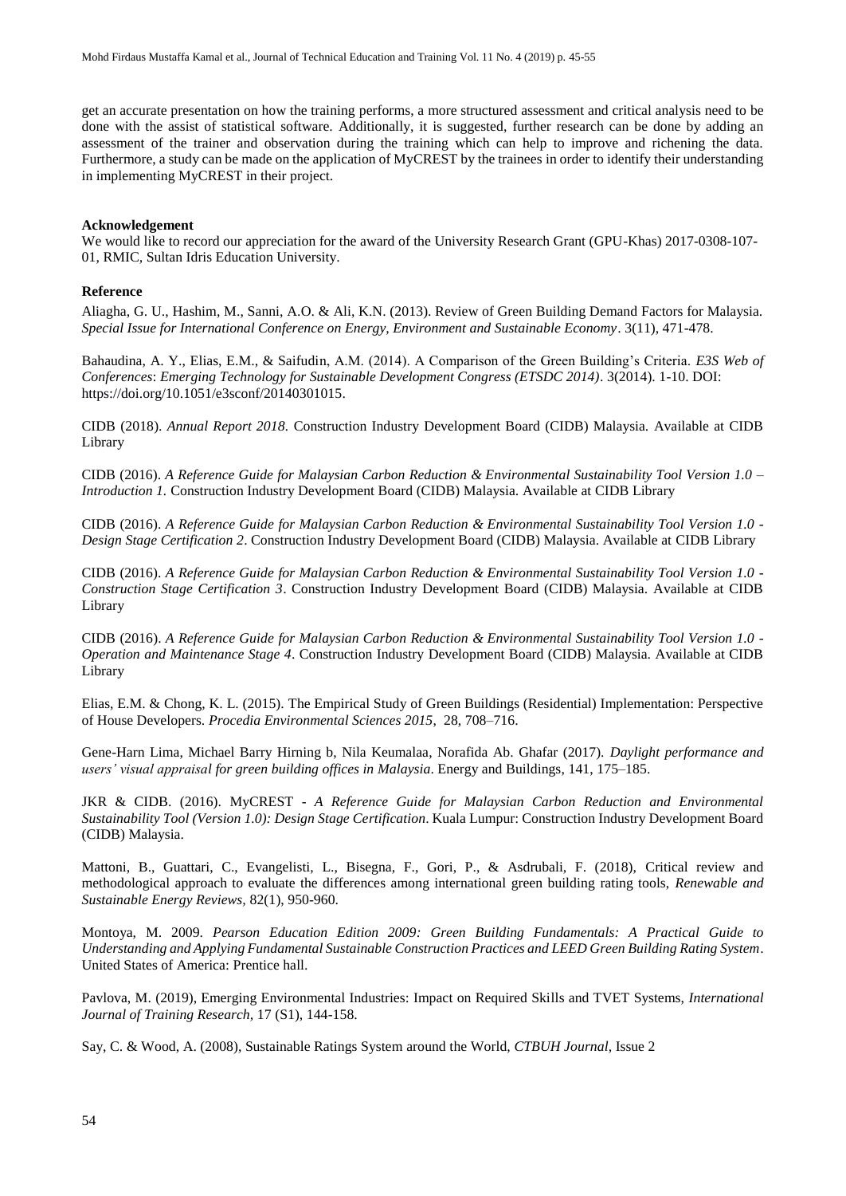get an accurate presentation on how the training performs, a more structured assessment and critical analysis need to be done with the assist of statistical software. Additionally, it is suggested, further research can be done by adding an assessment of the trainer and observation during the training which can help to improve and richening the data. Furthermore, a study can be made on the application of MyCREST by the trainees in order to identify their understanding in implementing MyCREST in their project.

**Acknowledgement**

We would like to record our appreciation for the award of the University Research Grant (GPU-Khas) 2017-0308-107-01, RMIC, Sultan Idris Education University.

**Reference**

Aliagha, G. U., Hashim, M., Sanni, A.O. & Ali, K.N. (2013). Review of Green Building Demand Factors for Malaysia. *Special Issue for International Conference on Energy, Environment and Sustainable Economy*. 3(11), 471-478.

Bahaudina, A. Y., Elias, E.M., & Saifudin, A.M. (2014). A Comparison of the Green Building's Criteria. *E3S Web of Conferences*: *Emerging Technology for Sustainable Development Congress (ETSDC 2014)*. 3(2014). 1-10. DOI: https://doi.org/10.1051/e3sconf/20140301015.

CIDB (2018). *Annual Report 2018*. Construction Industry Development Board (CIDB) Malaysia. Available at CIDB Library

CIDB (2016). *A Reference Guide for Malaysian Carbon Reduction & Environmental Sustainability Tool Version 1.0 – Introduction 1.* Construction Industry Development Board (CIDB) Malaysia. Available at CIDB Library

CIDB (2016). *A Reference Guide for Malaysian Carbon Reduction & Environmental Sustainability Tool Version 1.0 - Design Stage Certification 2*. Construction Industry Development Board (CIDB) Malaysia. Available at CIDB Library

CIDB (2016). *A Reference Guide for Malaysian Carbon Reduction & Environmental Sustainability Tool Version 1.0 - Construction Stage Certification 3*. Construction Industry Development Board (CIDB) Malaysia. Available at CIDB Library

CIDB (2016). *A Reference Guide for Malaysian Carbon Reduction & Environmental Sustainability Tool Version 1.0 - Operation and Maintenance Stage 4*. Construction Industry Development Board (CIDB) Malaysia. Available at CIDB Library

Elias, E.M. & Chong, K. L. (2015). The Empirical Study of Green Buildings (Residential) Implementation: Perspective of House Developers. *Procedia Environmental Sciences 2015*, 28, 708–716.

Gene-Harn Lima, Michael Barry Hirning b, Nila Keumalaa, Norafida Ab. Ghafar (2017). *Daylight performance and users' visual appraisal for green building offices in Malaysia*. Energy and Buildings, 141, 175–185.

JKR & CIDB. (2016). MyCREST - *A Reference Guide for Malaysian Carbon Reduction and Environmental Sustainability Tool (Version 1.0): Design Stage Certification*. Kuala Lumpur: Construction Industry Development Board (CIDB) Malaysia.

Mattoni, B., Guattari, C., Evangelisti, L., Bisegna, F., Gori, P., & Asdrubali, F. (2018), Critical review and methodological approach to evaluate the differences among international green building rating tools, *Renewable and Sustainable Energy Reviews*, 82(1), 950-960.

Montoya, M. 2009. *Pearson Education Edition 2009: Green Building Fundamentals: A Practical Guide to Understanding and Applying Fundamental Sustainable Construction Practices and LEED Green Building Rating System*. United States of America: Prentice hall.

Pavlova, M. (2019), Emerging Environmental Industries: Impact on Required Skills and TVET Systems, *International Journal of Training Research,* 17 (S1), 144-158.

Say, C. & Wood, A. (2008), Sustainable Ratings System around the World, *CTBUH Journal*, Issue 2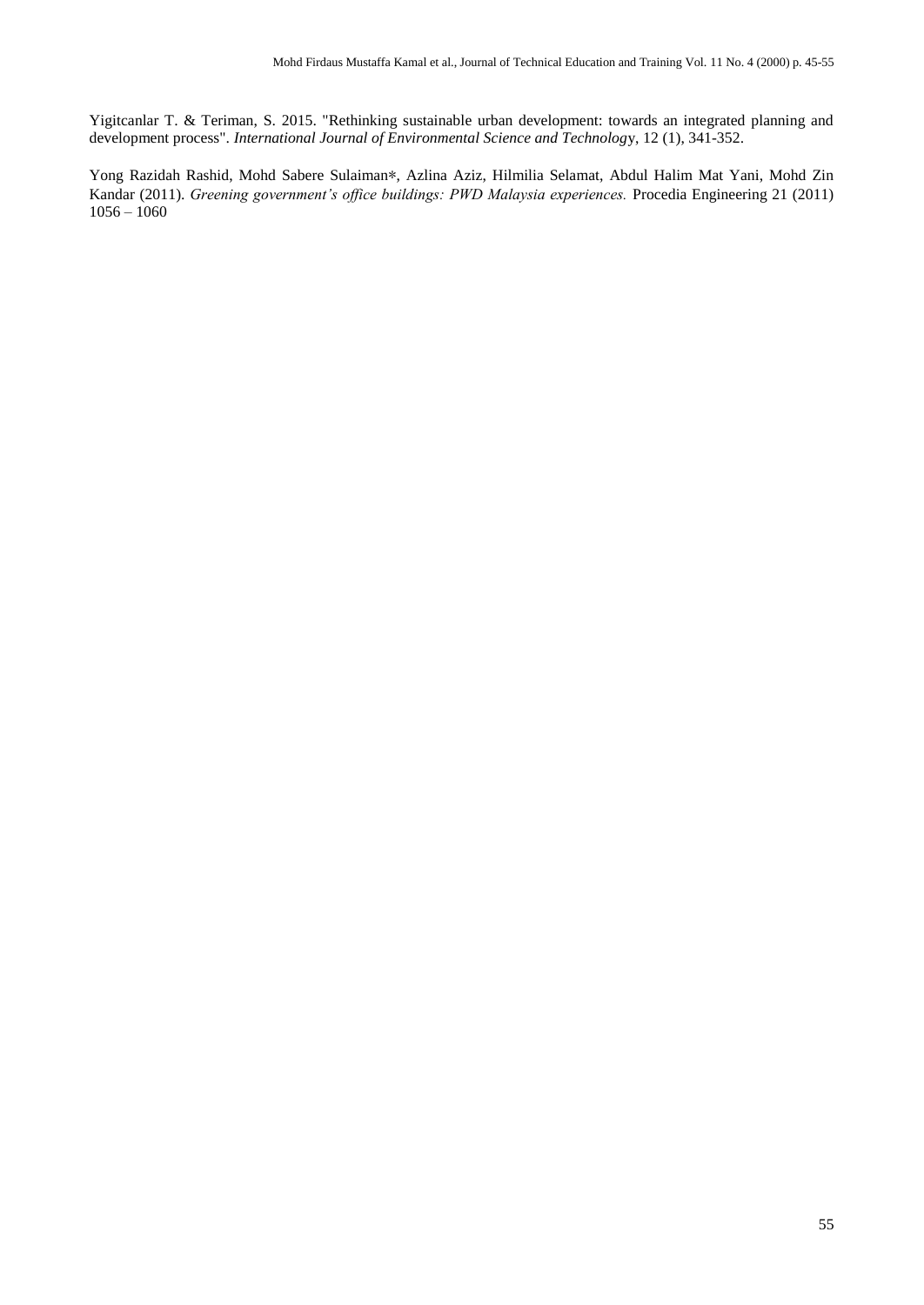Yigitcanlar T. & Teriman, S. 2015. "Rethinking sustainable urban development: towards an integrated planning and development process". *International Journal of Environmental Science and Technology*, 12 (1), 341-352.

Yong Razidah Rashid, Mohd Sabere Sulaiman*, Azlina Aziz, Hilmilia Selamat, Abdul Halim Mat Yani, Mohd Zin Kandar (2011). *Greening government's office buildings: PWD Malaysia experiences.* Procedia Engineering 21 (2011) 1056 – 1060